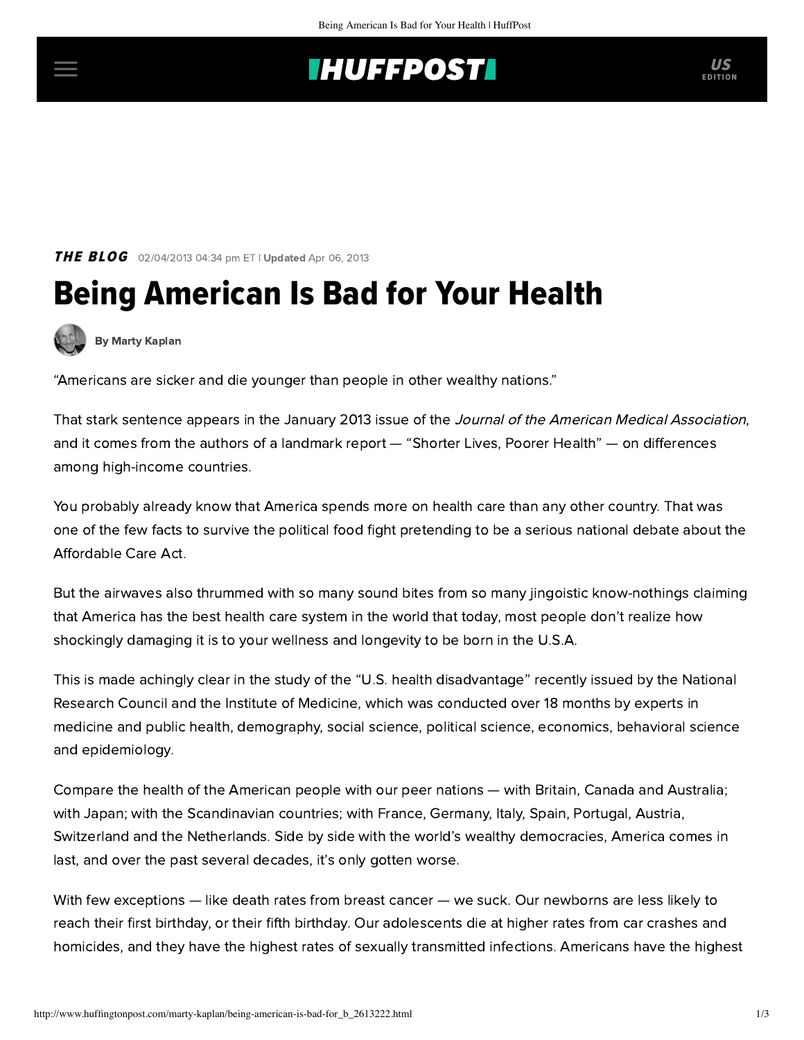**THE BLOG** 02/04/2013 04:34 pm ET | **Updated** Apr 06, 2013

# Being American Is Bad for Your Health

**By Marty Kaplan**

"Americans are sicker and die younger than people in other wealthy nations."

That stark sentence appears in the January 2013 issue of the *Journal of the American Medical Association*, and it comes from the authors of a landmark report — "Shorter Lives, Poorer Health" — on differences among high-income countries.

You probably already know that America spends more on health care than any other country. That was one of the few facts to survive the political food fight pretending to be a serious national debate about the Affordable Care Act.

But the airwaves also thrummed with so many sound bites from so many jingoistic know-nothings claiming that America has the best health care system in the world that today, most people don't realize how shockingly damaging it is to your wellness and longevity to be born in the U.S.A.

This is made achingly clear in the study of the "U.S. health disadvantage" recently issued by the National Research Council and the Institute of Medicine, which was conducted over 18 months by experts in medicine and public health, demography, social science, political science, economics, behavioral science and epidemiology.

Compare the health of the American people with our peer nations — with Britain, Canada and Australia; with Japan; with the Scandinavian countries; with France, Germany, Italy, Spain, Portugal, Austria, Switzerland and the Netherlands. Side by side with the world's wealthy democracies, America comes in last, and over the past several decades, it's only gotten worse.

With few exceptions — like death rates from breast cancer — we suck. Our newborns are less likely to reach their first birthday, or their fifth birthday. Our adolescents die at higher rates from car crashes and homicides, and they have the highest rates of sexually transmitted infections. Americans have the highest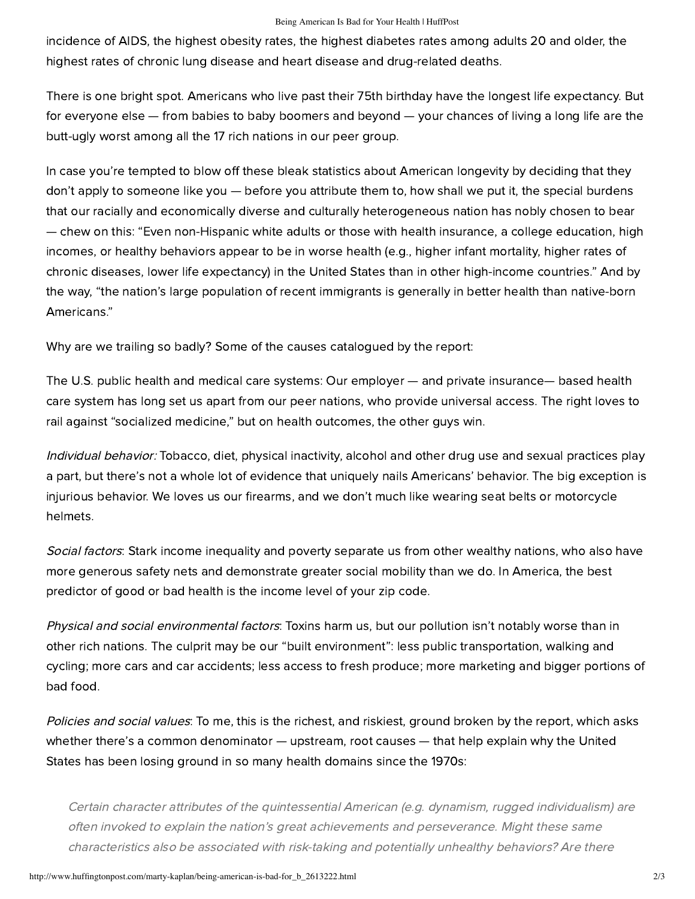incidence of AIDS, the highest obesity rates, the highest diabetes rates among adults 20 and older, the highest rates of chronic lung disease and heart disease and drug-related deaths.

There is one bright spot. Americans who live past their 75th birthday have the longest life expectancy. But for everyone else — from babies to baby boomers and beyond — your chances of living a long life are the butt-ugly worst among all the 17 rich nations in our peer group.

In case you're tempted to blow off these bleak statistics about American longevity by deciding that they don't apply to someone like you — before you attribute them to, how shall we put it, the special burdens that our racially and economically diverse and culturally heterogeneous nation has nobly chosen to bear — chew on this: "Even non-Hispanic white adults or those with health insurance, a college education, high incomes, or healthy behaviors appear to be in worse health (e.g., higher infant mortality, higher rates of chronic diseases, lower life expectancy) in the United States than in other high-income countries." And by the way, "the nation's large population of recent immigrants is generally in better health than native-born Americans."

Why are we trailing so badly? Some of the causes catalogued by the report:

The U.S. public health and medical care systems: Our employer — and private insurance— based health care system has long set us apart from our peer nations, who provide universal access. The right loves to rail against "socialized medicine," but on health outcomes, the other guys win.

*Individual behavior:* Tobacco, diet, physical inactivity, alcohol and other drug use and sexual practices play a part, but there's not a whole lot of evidence that uniquely nails Americans' behavior. The big exception is injurious behavior. We loves us our firearms, and we don't much like wearing seat belts or motorcycle helmets.

*Social factors*: Stark income inequality and poverty separate us from other wealthy nations, who also have more generous safety nets and demonstrate greater social mobility than we do. In America, the best predictor of good or bad health is the income level of your zip code.

*Physical and social environmental factors*: Toxins harm us, but our pollution isn't notably worse than in other rich nations. The culprit may be our "built environment": less public transportation, walking and cycling; more cars and car accidents; less access to fresh produce; more marketing and bigger portions of bad food.

*Policies and social values*: To me, this is the richest, and riskiest, ground broken by the report, which asks whether there's a common denominator — upstream, root causes — that help explain why the United States has been losing ground in so many health domains since the 1970s:

> *Certain character attributes of the quintessential American (e.g. dynamism, rugged individualism) are often invoked to explain the nation's great achievements and perseverance. Might these same characteristics also be associated with risk-taking and potentially unhealthy behaviors? Are there*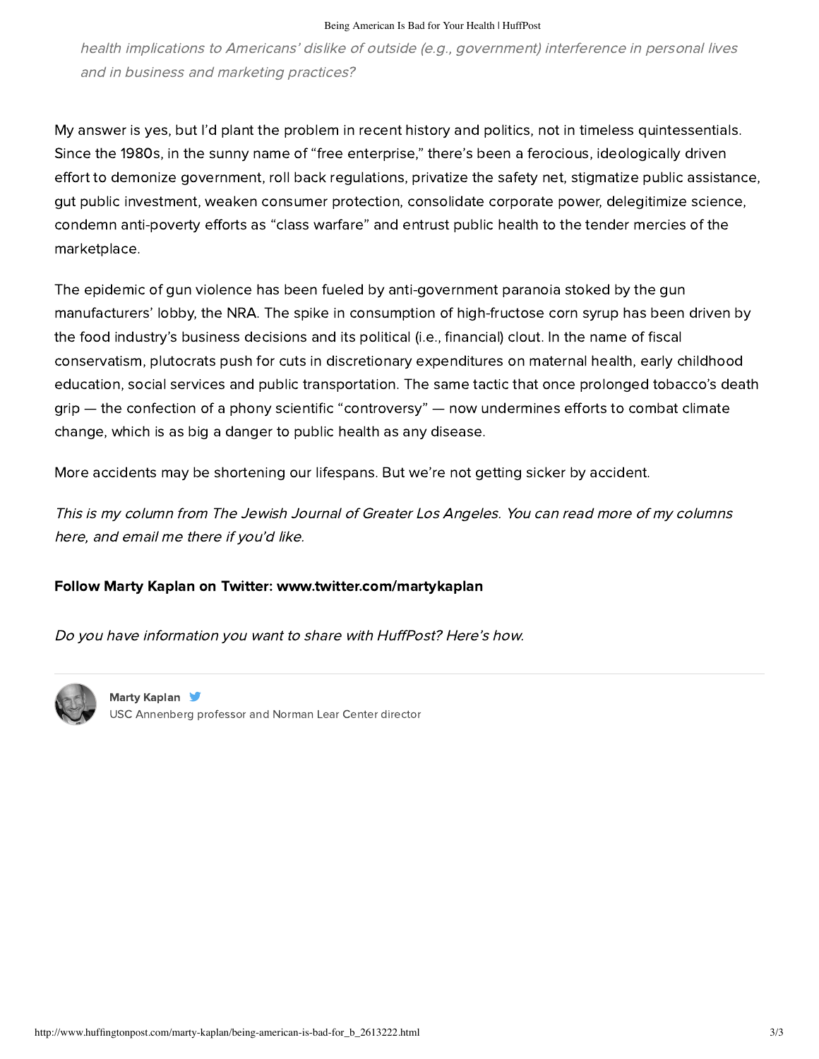*health implications to Americans' dislike of outside (e.g., government) interference in personal lives and in business and marketing practices?*

My answer is yes, but I'd plant the problem in recent history and politics, not in timeless quintessentials. Since the 1980s, in the sunny name of "free enterprise," there's been a ferocious, ideologically driven effort to demonize government, roll back regulations, privatize the safety net, stigmatize public assistance, gut public investment, weaken consumer protection, consolidate corporate power, delegitimize science, condemn anti-poverty efforts as "class warfare" and entrust public health to the tender mercies of the marketplace.

The epidemic of gun violence has been fueled by anti-government paranoia stoked by the gun manufacturers' lobby, the NRA. The spike in consumption of high-fructose corn syrup has been driven by the food industry's business decisions and its political (i.e., financial) clout. In the name of fiscal conservatism, plutocrats push for cuts in discretionary expenditures on maternal health, early childhood education, social services and public transportation. The same tactic that once prolonged tobacco's death grip — the confection of a phony scientific "controversy" — now undermines efforts to combat climate change, which is as big a danger to public health as any disease.

More accidents may be shortening our lifespans. But we're not getting sicker by accident.

*This is my column from The Jewish Journal of Greater Los Angeles. You can read more of my columns here, and email me there if you'd like.*

**Follow Marty Kaplan on Twitter: www.twitter.com/martykaplan**

*Do you have information you want to share with HuffPost? Here's how.*

---

**Marty Kaplan**
USC Annenberg professor and Norman Lear Center director